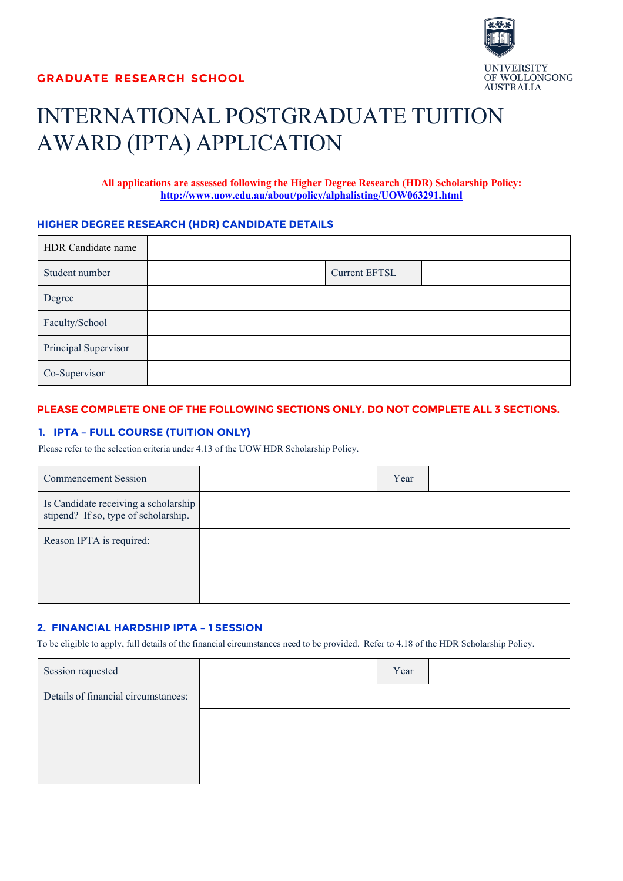GRADUATE RESEARCH SCHOOL

UNIVERSITY OF WOLLONGONG AUSTRALIA

# INTERNATIONAL POSTGRADUATE TUITION AWARD (IPTA) APPLICATION

**All applications are assessed following the Higher Degree Research (HDR) Scholarship Policy: http://www.uow.edu.au/about/policy/alphalisting/UOW063291.html**

## HIGHER DEGREE RESEARCH (HDR) CANDIDATE DETAILS

| HDR Candidate name | | | |
|---|---|---|---|
| Student number | | Current EFTSL | |
| Degree | | | |
| Faculty/School | | | |
| Principal Supervisor | | | |
| Co-Supervisor | | | |

**PLEASE COMPLETE ONE OF THE FOLLOWING SECTIONS ONLY. DO NOT COMPLETE ALL 3 SECTIONS.**

### 1. IPTA – FULL COURSE (TUITION ONLY)

Please refer to the selection criteria under 4.13 of the UOW HDR Scholarship Policy.

| Commencement Session | | Year | |
|---|---|---|---|
| Is Candidate receiving a scholarship stipend? If so, type of scholarship. | | | |
| Reason IPTA is required: | | | |

### 2. FINANCIAL HARDSHIP IPTA – 1 SESSION

To be eligible to apply, full details of the financial circumstances need to be provided. Refer to 4.18 of the HDR Scholarship Policy.

| Session requested | | Year | |
|---|---|---|---|
| Details of financial circumstances: | | | |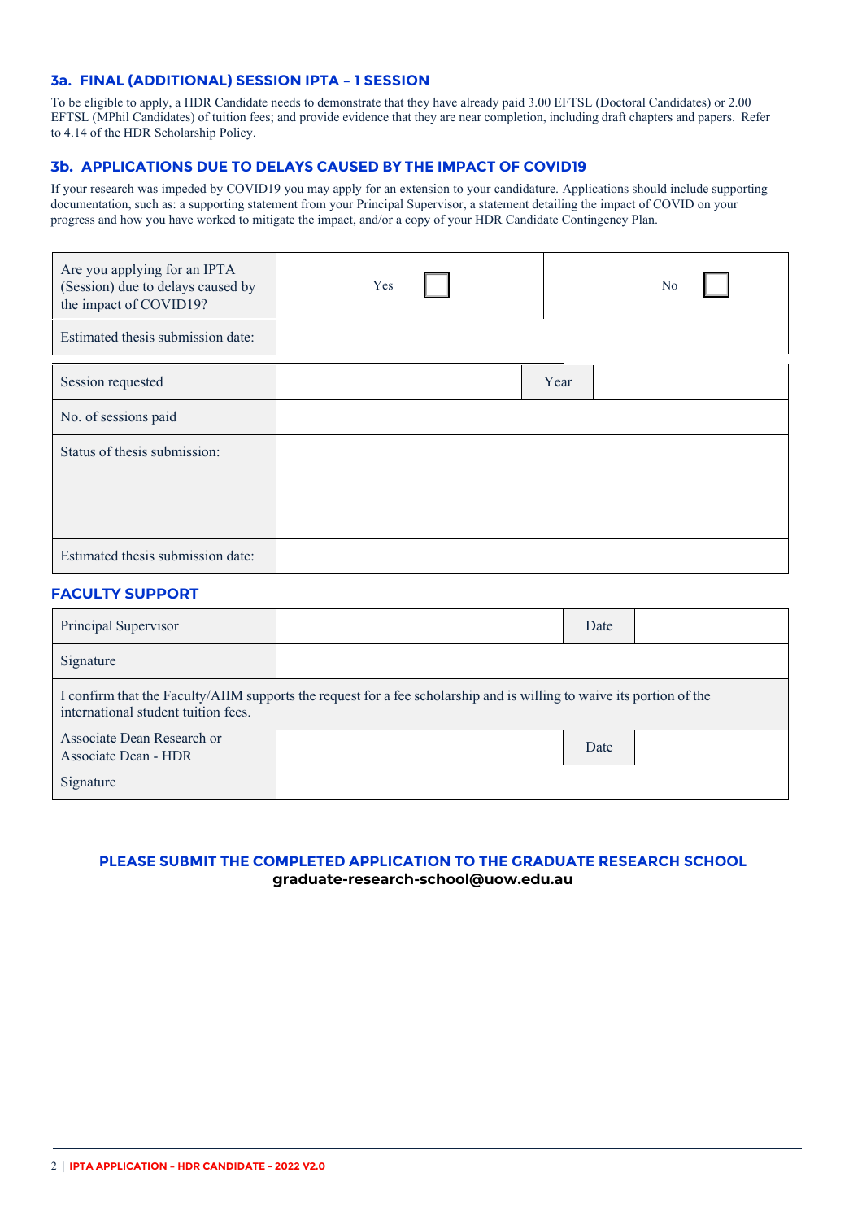### 3a. FINAL (ADDITIONAL) SESSION IPTA – 1 SESSION

To be eligible to apply, a HDR Candidate needs to demonstrate that they have already paid 3.00 EFTSL (Doctoral Candidates) or 2.00 EFTSL (MPhil Candidates) of tuition fees; and provide evidence that they are near completion, including draft chapters and papers. Refer to 4.14 of the HDR Scholarship Policy.

### 3b. APPLICATIONS DUE TO DELAYS CAUSED BY THE IMPACT OF COVID19

If your research was impeded by COVID19 you may apply for an extension to your candidature. Applications should include supporting documentation, such as: a supporting statement from your Principal Supervisor, a statement detailing the impact of COVID on your progress and how you have worked to mitigate the impact, and/or a copy of your HDR Candidate Contingency Plan.

| | | |
|---|---|---|
| Are you applying for an IPTA (Session) due to delays caused by the impact of COVID19? | Yes ☐ | No ☐ |
| Estimated thesis submission date: | | |

| | | | |
|---|---|---|---|
| Session requested | | Year | |
| No. of sessions paid | | | |
| Status of thesis submission: | | | |
| Estimated thesis submission date: | | | |

### FACULTY SUPPORT

| | | | |
|---|---|---|---|
| Principal Supervisor | | Date | |
| Signature | | | |
| I confirm that the Faculty/AIIM supports the request for a fee scholarship and is willing to waive its portion of the international student tuition fees. | | | |
| Associate Dean Research or Associate Dean - HDR | | Date | |
| Signature | | | |

**PLEASE SUBMIT THE COMPLETED APPLICATION TO THE GRADUATE RESEARCH SCHOOL**
**graduate-research-school@uow.edu.au**